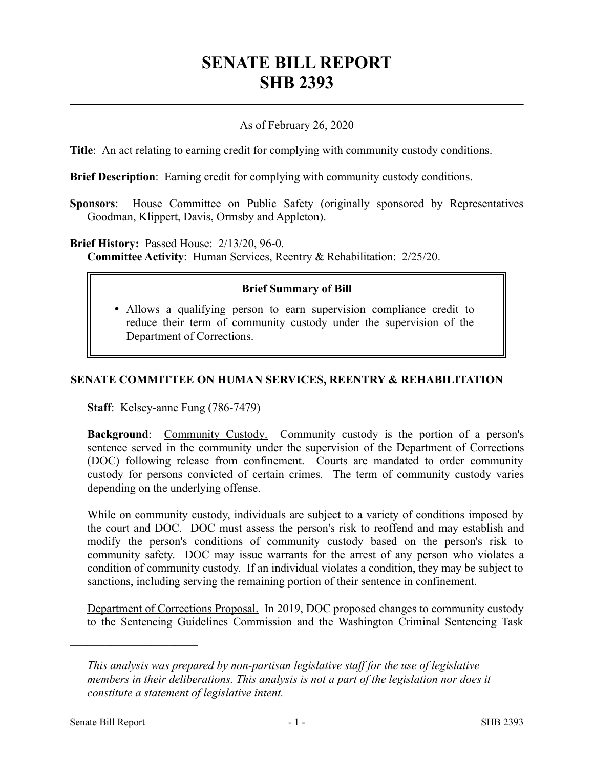# SENATE BILL REPORT
# SHB 2393

As of February 26, 2020

**Title**: An act relating to earning credit for complying with community custody conditions.

**Brief Description**: Earning credit for complying with community custody conditions.

**Sponsors**: House Committee on Public Safety (originally sponsored by Representatives Goodman, Klippert, Davis, Ormsby and Appleton).

**Brief History:** Passed House: 2/13/20, 96-0.
**Committee Activity**: Human Services, Reentry & Rehabilitation: 2/25/20.

> **Brief Summary of Bill**
>
> - Allows a qualifying person to earn supervision compliance credit to reduce their term of community custody under the supervision of the Department of Corrections.

## SENATE COMMITTEE ON HUMAN SERVICES, REENTRY & REHABILITATION

**Staff**: Kelsey-anne Fung (786-7479)

**Background**: Community Custody. Community custody is the portion of a person's sentence served in the community under the supervision of the Department of Corrections (DOC) following release from confinement. Courts are mandated to order community custody for persons convicted of certain crimes. The term of community custody varies depending on the underlying offense.

While on community custody, individuals are subject to a variety of conditions imposed by the court and DOC. DOC must assess the person's risk to reoffend and may establish and modify the person's conditions of community custody based on the person's risk to community safety. DOC may issue warrants for the arrest of any person who violates a condition of community custody. If an individual violates a condition, they may be subject to sanctions, including serving the remaining portion of their sentence in confinement.

Department of Corrections Proposal. In 2019, DOC proposed changes to community custody to the Sentencing Guidelines Commission and the Washington Criminal Sentencing Task

*This analysis was prepared by non-partisan legislative staff for the use of legislative members in their deliberations. This analysis is not a part of the legislation nor does it constitute a statement of legislative intent.*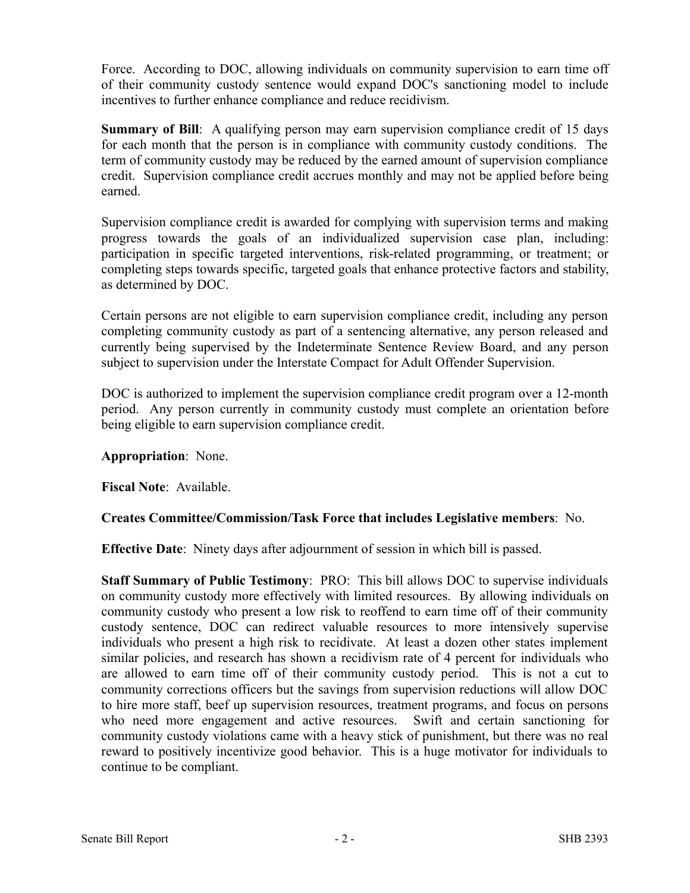Force. According to DOC, allowing individuals on community supervision to earn time off of their community custody sentence would expand DOC's sanctioning model to include incentives to further enhance compliance and reduce recidivism.

**Summary of Bill**: A qualifying person may earn supervision compliance credit of 15 days for each month that the person is in compliance with community custody conditions. The term of community custody may be reduced by the earned amount of supervision compliance credit. Supervision compliance credit accrues monthly and may not be applied before being earned.

Supervision compliance credit is awarded for complying with supervision terms and making progress towards the goals of an individualized supervision case plan, including: participation in specific targeted interventions, risk-related programming, or treatment; or completing steps towards specific, targeted goals that enhance protective factors and stability, as determined by DOC.

Certain persons are not eligible to earn supervision compliance credit, including any person completing community custody as part of a sentencing alternative, any person released and currently being supervised by the Indeterminate Sentence Review Board, and any person subject to supervision under the Interstate Compact for Adult Offender Supervision.

DOC is authorized to implement the supervision compliance credit program over a 12-month period. Any person currently in community custody must complete an orientation before being eligible to earn supervision compliance credit.

**Appropriation**: None.

**Fiscal Note**: Available.

**Creates Committee/Commission/Task Force that includes Legislative members**: No.

**Effective Date**: Ninety days after adjournment of session in which bill is passed.

**Staff Summary of Public Testimony**: PRO: This bill allows DOC to supervise individuals on community custody more effectively with limited resources. By allowing individuals on community custody who present a low risk to reoffend to earn time off of their community custody sentence, DOC can redirect valuable resources to more intensively supervise individuals who present a high risk to recidivate. At least a dozen other states implement similar policies, and research has shown a recidivism rate of 4 percent for individuals who are allowed to earn time off of their community custody period. This is not a cut to community corrections officers but the savings from supervision reductions will allow DOC to hire more staff, beef up supervision resources, treatment programs, and focus on persons who need more engagement and active resources. Swift and certain sanctioning for community custody violations came with a heavy stick of punishment, but there was no real reward to positively incentivize good behavior. This is a huge motivator for individuals to continue to be compliant.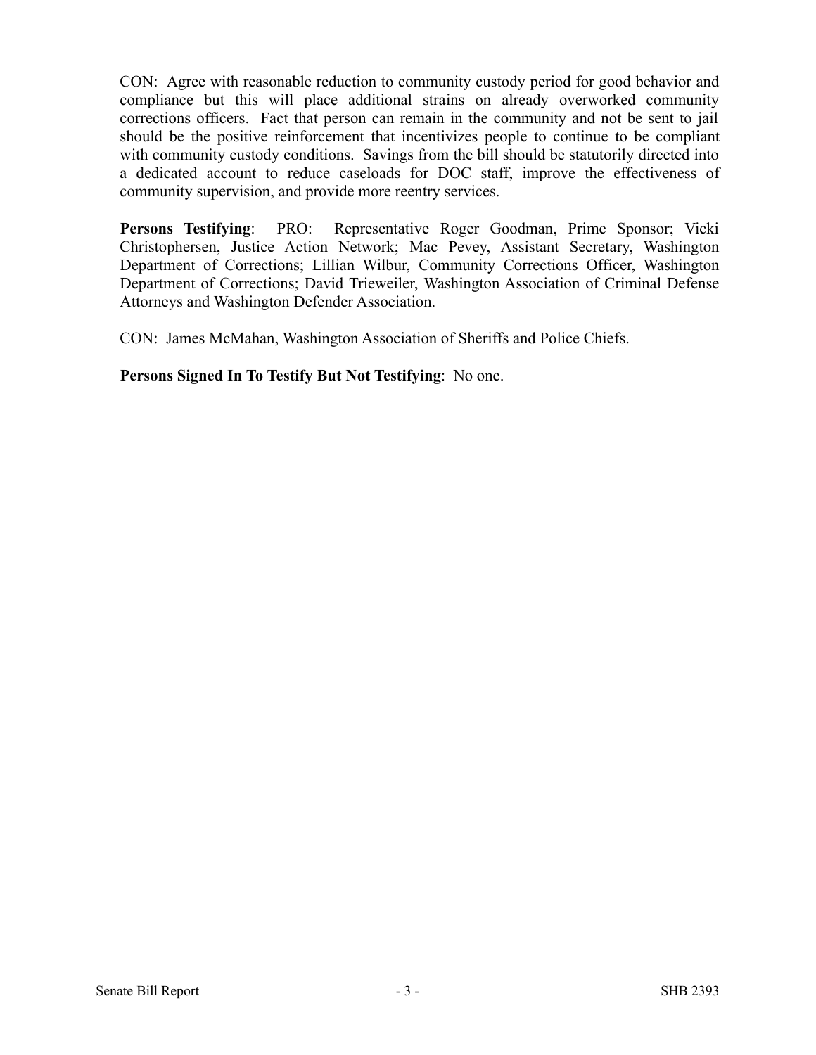CON: Agree with reasonable reduction to community custody period for good behavior and compliance but this will place additional strains on already overworked community corrections officers. Fact that person can remain in the community and not be sent to jail should be the positive reinforcement that incentivizes people to continue to be compliant with community custody conditions. Savings from the bill should be statutorily directed into a dedicated account to reduce caseloads for DOC staff, improve the effectiveness of community supervision, and provide more reentry services.

**Persons Testifying**: PRO: Representative Roger Goodman, Prime Sponsor; Vicki Christophersen, Justice Action Network; Mac Pevey, Assistant Secretary, Washington Department of Corrections; Lillian Wilbur, Community Corrections Officer, Washington Department of Corrections; David Trieweiler, Washington Association of Criminal Defense Attorneys and Washington Defender Association.

CON: James McMahan, Washington Association of Sheriffs and Police Chiefs.

**Persons Signed In To Testify But Not Testifying**: No one.